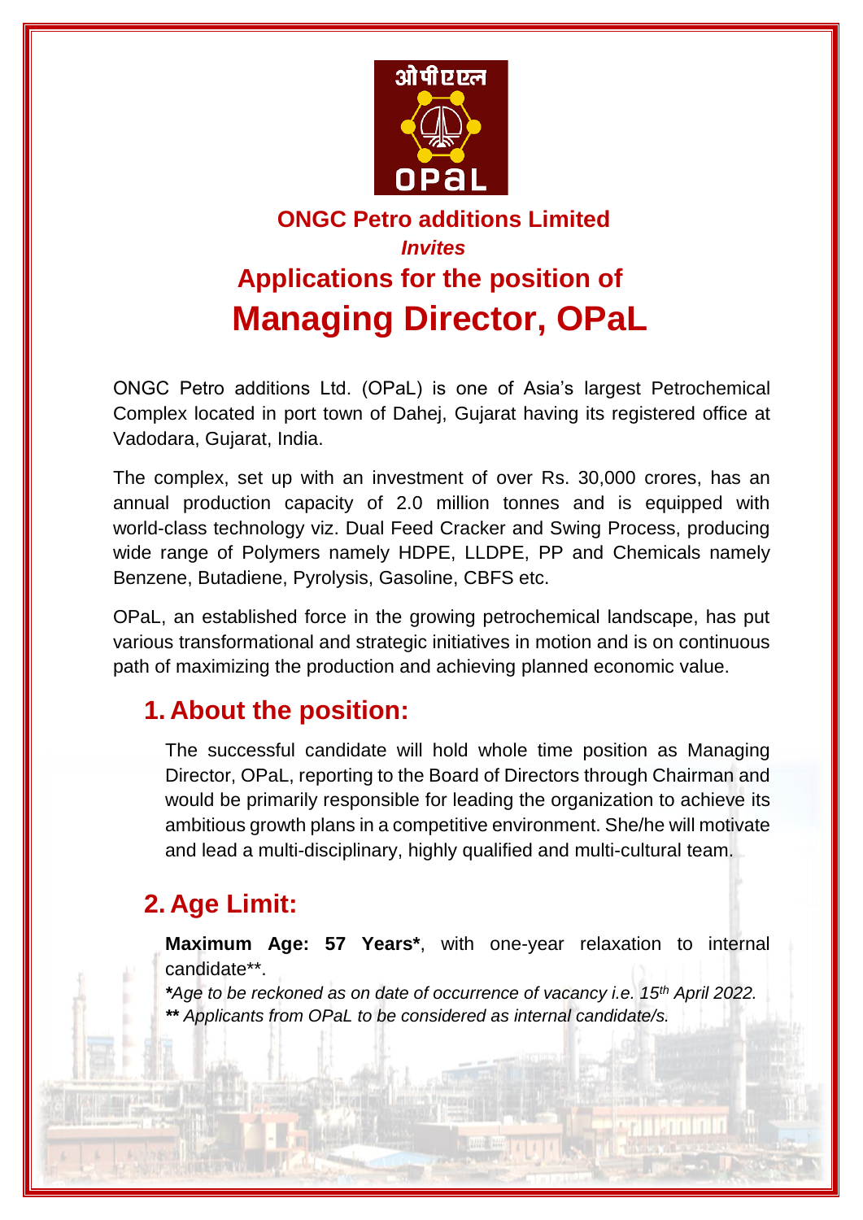# ONGC Petro additions Limited

*Invites*

## Applications for the position of

# Managing Director, OPaL

ONGC Petro additions Ltd. (OPaL) is one of Asia's largest Petrochemical Complex located in port town of Dahej, Gujarat having its registered office at Vadodara, Gujarat, India.

The complex, set up with an investment of over Rs. 30,000 crores, has an annual production capacity of 2.0 million tonnes and is equipped with world-class technology viz. Dual Feed Cracker and Swing Process, producing wide range of Polymers namely HDPE, LLDPE, PP and Chemicals namely Benzene, Butadiene, Pyrolysis, Gasoline, CBFS etc.

OPaL, an established force in the growing petrochemical landscape, has put various transformational and strategic initiatives in motion and is on continuous path of maximizing the production and achieving planned economic value.

## 1. About the position:

The successful candidate will hold whole time position as Managing Director, OPaL, reporting to the Board of Directors through Chairman and would be primarily responsible for leading the organization to achieve its ambitious growth plans in a competitive environment. She/he will motivate and lead a multi-disciplinary, highly qualified and multi-cultural team.

## 2. Age Limit:

**Maximum Age: 57 Years***, with one-year relaxation to internal candidate**.

***Age to be reckoned as on date of occurrence of vacancy i.e. 15th April 2022.*

*** Applicants from OPaL to be considered as internal candidate/s.*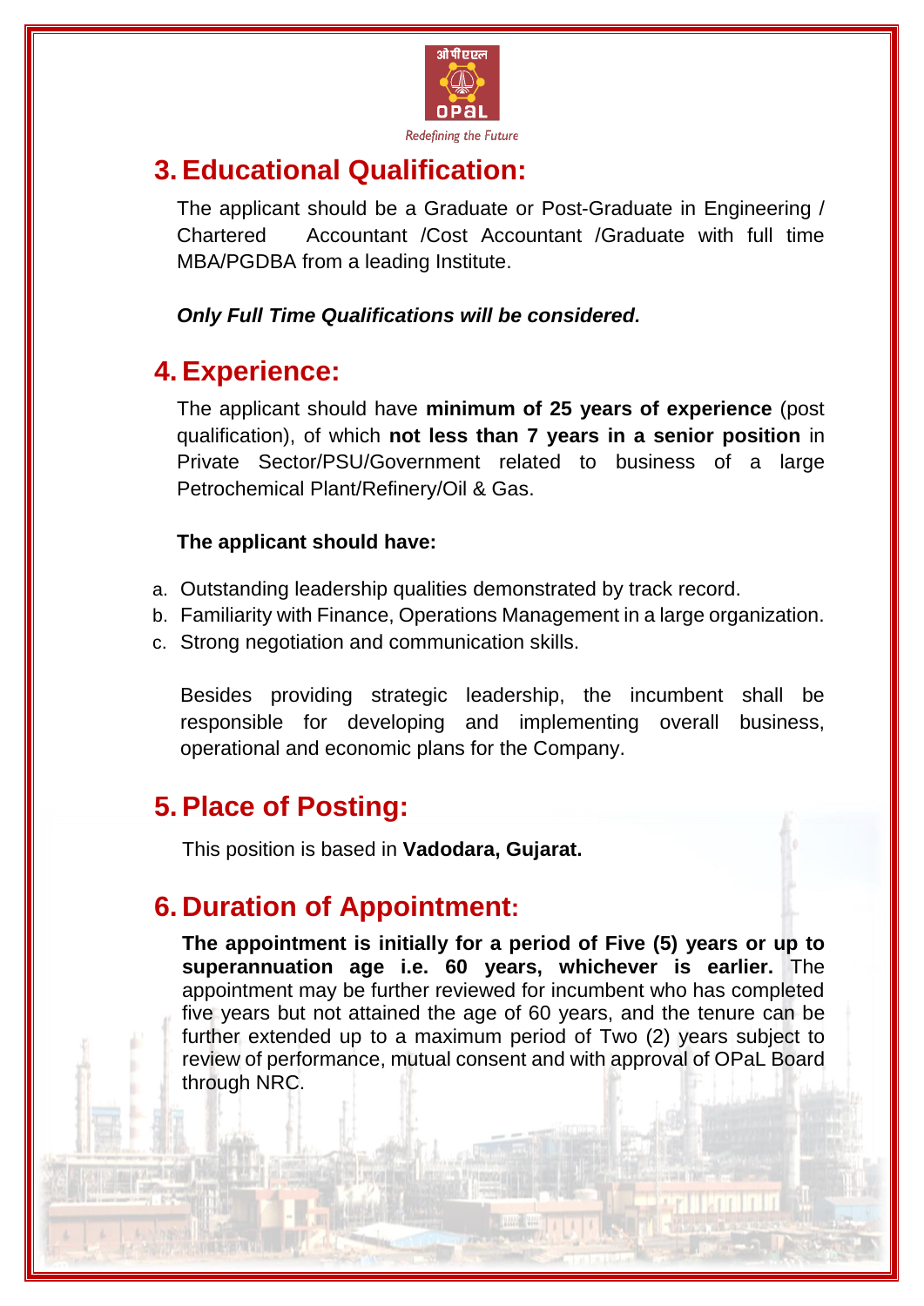## 3. Educational Qualification:

The applicant should be a Graduate or Post-Graduate in Engineering / Chartered Accountant /Cost Accountant /Graduate with full time MBA/PGDBA from a leading Institute.

***Only Full Time Qualifications will be considered.***

## 4. Experience:

The applicant should have **minimum of 25 years of experience** (post qualification), of which **not less than 7 years in a senior position** in Private Sector/PSU/Government related to business of a large Petrochemical Plant/Refinery/Oil & Gas.

**The applicant should have:**

a. Outstanding leadership qualities demonstrated by track record.
b. Familiarity with Finance, Operations Management in a large organization.
c. Strong negotiation and communication skills.

Besides providing strategic leadership, the incumbent shall be responsible for developing and implementing overall business, operational and economic plans for the Company.

## 5. Place of Posting:

This position is based in **Vadodara, Gujarat.**

## 6. Duration of Appointment:

**The appointment is initially for a period of Five (5) years or up to superannuation age i.e. 60 years, whichever is earlier.** The appointment may be further reviewed for incumbent who has completed five years but not attained the age of 60 years, and the tenure can be further extended up to a maximum period of Two (2) years subject to review of performance, mutual consent and with approval of OPaL Board through NRC.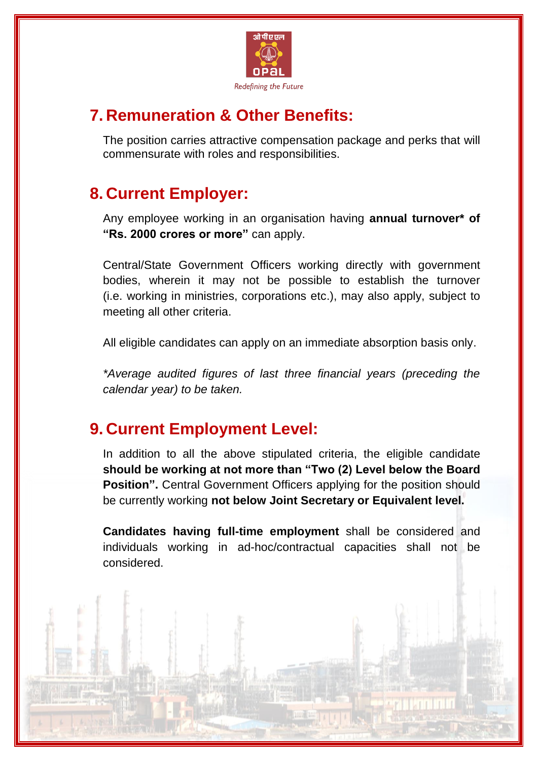## 7. Remuneration & Other Benefits:

The position carries attractive compensation package and perks that will commensurate with roles and responsibilities.

## 8. Current Employer:

Any employee working in an organisation having **annual turnover* of "Rs. 2000 crores or more"** can apply.

Central/State Government Officers working directly with government bodies, wherein it may not be possible to establish the turnover (i.e. working in ministries, corporations etc.), may also apply, subject to meeting all other criteria.

All eligible candidates can apply on an immediate absorption basis only.

*\*Average audited figures of last three financial years (preceding the calendar year) to be taken.*

## 9. Current Employment Level:

In addition to all the above stipulated criteria, the eligible candidate **should be working at not more than "Two (2) Level below the Board Position".** Central Government Officers applying for the position should be currently working **not below Joint Secretary or Equivalent level.**

**Candidates having full-time employment** shall be considered and individuals working in ad-hoc/contractual capacities shall not be considered.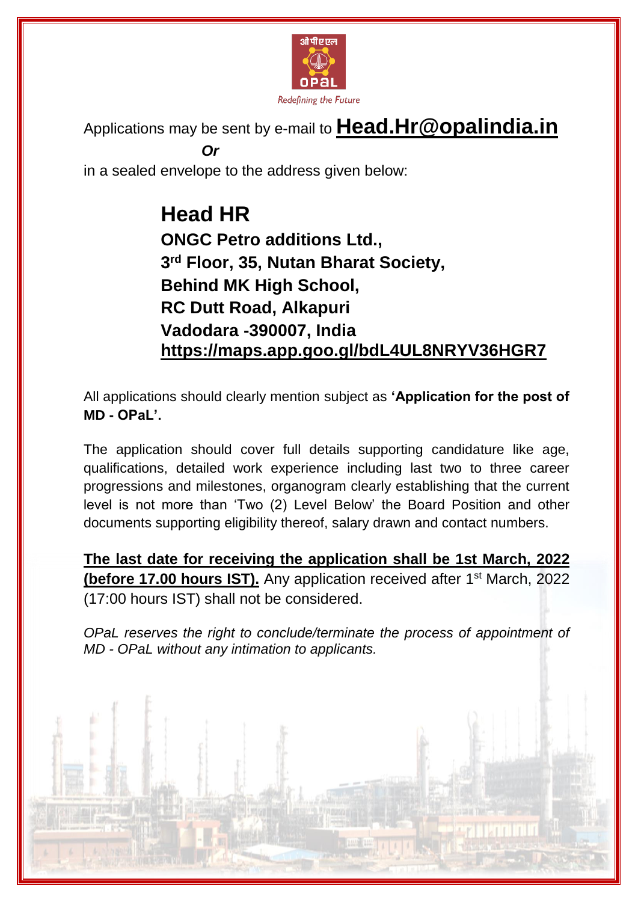Applications may be sent by e-mail to **Head.Hr@opalindia.in**

***Or***

in a sealed envelope to the address given below:

**Head HR**
**ONGC Petro additions Ltd.,**
**3rd Floor, 35, Nutan Bharat Society,**
**Behind MK High School,**
**RC Dutt Road, Alkapuri**
**Vadodara -390007, India**
**https://maps.app.goo.gl/bdL4UL8NRYV36HGR7**

All applications should clearly mention subject as **'Application for the post of MD - OPaL'.**

The application should cover full details supporting candidature like age, qualifications, detailed work experience including last two to three career progressions and milestones, organogram clearly establishing that the current level is not more than 'Two (2) Level Below' the Board Position and other documents supporting eligibility thereof, salary drawn and contact numbers.

**The last date for receiving the application shall be 1st March, 2022 (before 17.00 hours IST).** Any application received after 1st March, 2022 (17:00 hours IST) shall not be considered.

*OPaL reserves the right to conclude/terminate the process of appointment of MD - OPaL without any intimation to applicants.*